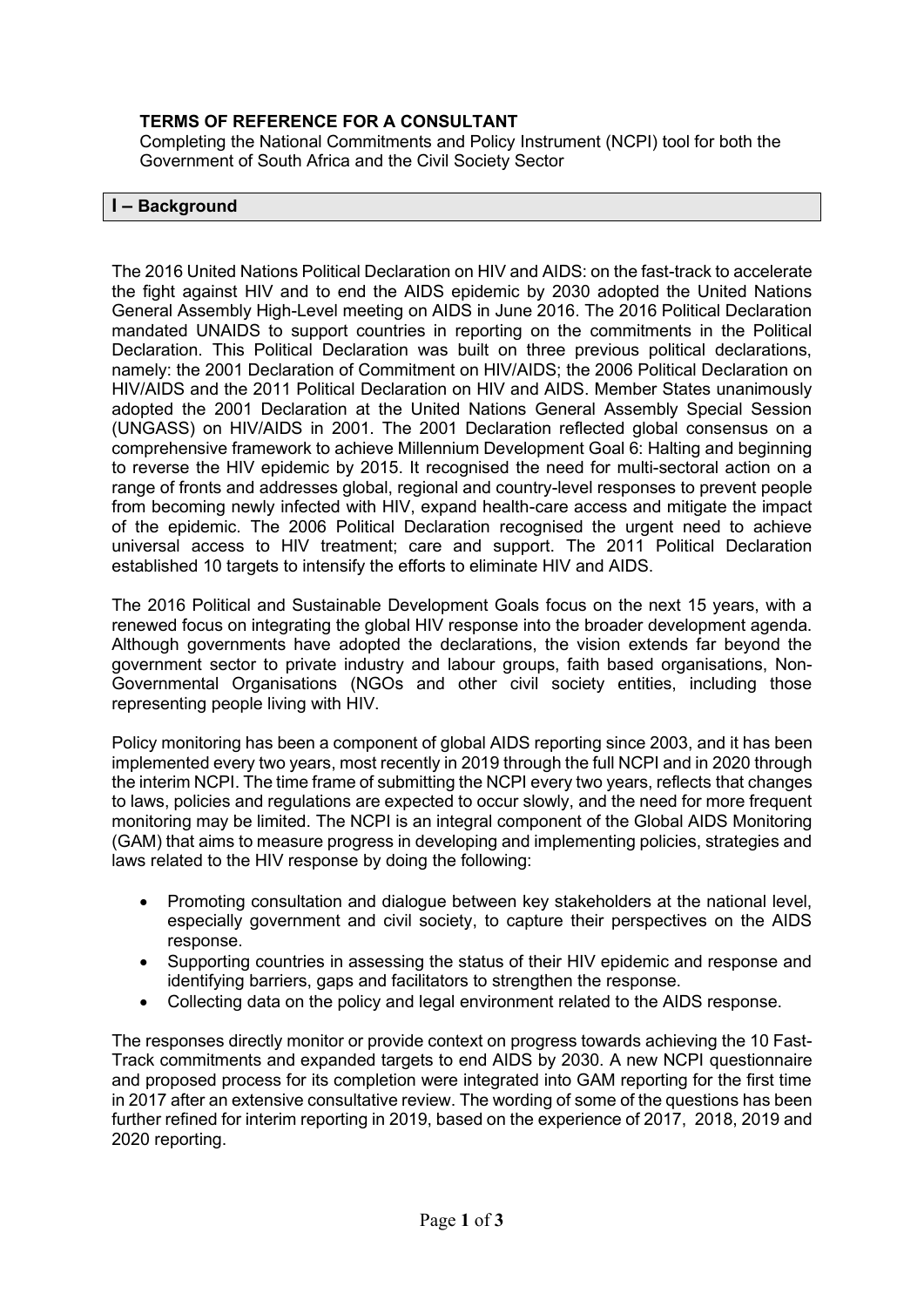**TERMS OF REFERENCE FOR A CONSULTANT**

Completing the National Commitments and Policy Instrument (NCPI) tool for both the Government of South Africa and the Civil Society Sector

## I – Background

The 2016 United Nations Political Declaration on HIV and AIDS: on the fast-track to accelerate the fight against HIV and to end the AIDS epidemic by 2030 adopted the United Nations General Assembly High-Level meeting on AIDS in June 2016. The 2016 Political Declaration mandated UNAIDS to support countries in reporting on the commitments in the Political Declaration. This Political Declaration was built on three previous political declarations, namely: the 2001 Declaration of Commitment on HIV/AIDS; the 2006 Political Declaration on HIV/AIDS and the 2011 Political Declaration on HIV and AIDS. Member States unanimously adopted the 2001 Declaration at the United Nations General Assembly Special Session (UNGASS) on HIV/AIDS in 2001. The 2001 Declaration reflected global consensus on a comprehensive framework to achieve Millennium Development Goal 6: Halting and beginning to reverse the HIV epidemic by 2015. It recognised the need for multi-sectoral action on a range of fronts and addresses global, regional and country-level responses to prevent people from becoming newly infected with HIV, expand health-care access and mitigate the impact of the epidemic. The 2006 Political Declaration recognised the urgent need to achieve universal access to HIV treatment; care and support. The 2011 Political Declaration established 10 targets to intensify the efforts to eliminate HIV and AIDS.

The 2016 Political and Sustainable Development Goals focus on the next 15 years, with a renewed focus on integrating the global HIV response into the broader development agenda. Although governments have adopted the declarations, the vision extends far beyond the government sector to private industry and labour groups, faith based organisations, Non-Governmental Organisations (NGOs and other civil society entities, including those representing people living with HIV.

Policy monitoring has been a component of global AIDS reporting since 2003, and it has been implemented every two years, most recently in 2019 through the full NCPI and in 2020 through the interim NCPI. The time frame of submitting the NCPI every two years, reflects that changes to laws, policies and regulations are expected to occur slowly, and the need for more frequent monitoring may be limited. The NCPI is an integral component of the Global AIDS Monitoring (GAM) that aims to measure progress in developing and implementing policies, strategies and laws related to the HIV response by doing the following:

- Promoting consultation and dialogue between key stakeholders at the national level, especially government and civil society, to capture their perspectives on the AIDS response.
- Supporting countries in assessing the status of their HIV epidemic and response and identifying barriers, gaps and facilitators to strengthen the response.
- Collecting data on the policy and legal environment related to the AIDS response.

The responses directly monitor or provide context on progress towards achieving the 10 Fast-Track commitments and expanded targets to end AIDS by 2030. A new NCPI questionnaire and proposed process for its completion were integrated into GAM reporting for the first time in 2017 after an extensive consultative review. The wording of some of the questions has been further refined for interim reporting in 2019, based on the experience of 2017, 2018, 2019 and 2020 reporting.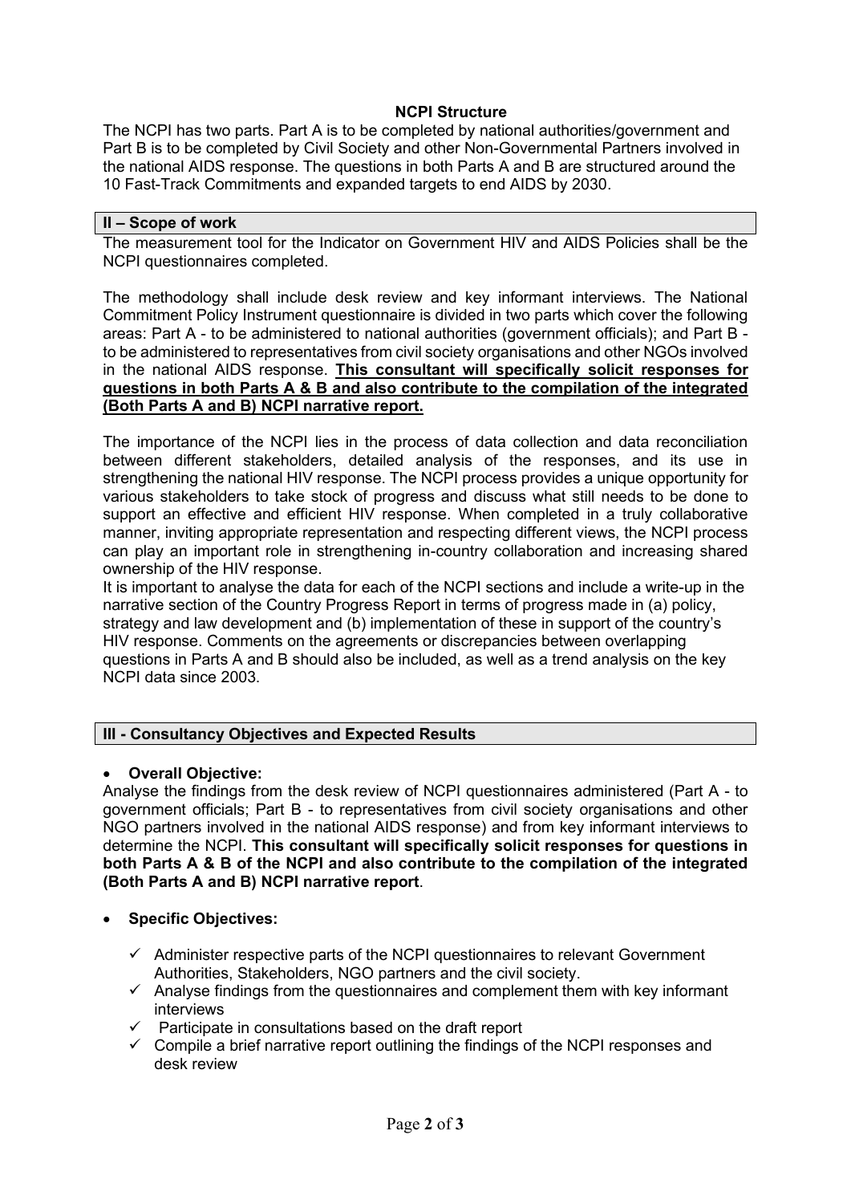**NCPI Structure**

The NCPI has two parts. Part A is to be completed by national authorities/government and Part B is to be completed by Civil Society and other Non-Governmental Partners involved in the national AIDS response. The questions in both Parts A and B are structured around the 10 Fast-Track Commitments and expanded targets to end AIDS by 2030.

## II – Scope of work

The measurement tool for the Indicator on Government HIV and AIDS Policies shall be the NCPI questionnaires completed.

The methodology shall include desk review and key informant interviews. The National Commitment Policy Instrument questionnaire is divided in two parts which cover the following areas: Part A - to be administered to national authorities (government officials); and Part B - to be administered to representatives from civil society organisations and other NGOs involved in the national AIDS response. **This consultant will specifically solicit responses for questions in both Parts A & B and also contribute to the compilation of the integrated (Both Parts A and B) NCPI narrative report.**

The importance of the NCPI lies in the process of data collection and data reconciliation between different stakeholders, detailed analysis of the responses, and its use in strengthening the national HIV response. The NCPI process provides a unique opportunity for various stakeholders to take stock of progress and discuss what still needs to be done to support an effective and efficient HIV response. When completed in a truly collaborative manner, inviting appropriate representation and respecting different views, the NCPI process can play an important role in strengthening in-country collaboration and increasing shared ownership of the HIV response.

It is important to analyse the data for each of the NCPI sections and include a write-up in the narrative section of the Country Progress Report in terms of progress made in (a) policy, strategy and law development and (b) implementation of these in support of the country's HIV response. Comments on the agreements or discrepancies between overlapping questions in Parts A and B should also be included, as well as a trend analysis on the key NCPI data since 2003.

## III - Consultancy Objectives and Expected Results

- **Overall Objective:**

Analyse the findings from the desk review of NCPI questionnaires administered (Part A - to government officials; Part B - to representatives from civil society organisations and other NGO partners involved in the national AIDS response) and from key informant interviews to determine the NCPI. **This consultant will specifically solicit responses for questions in both Parts A & B of the NCPI and also contribute to the compilation of the integrated (Both Parts A and B) NCPI narrative report**.

- **Specific Objectives:**
  - ✓ Administer respective parts of the NCPI questionnaires to relevant Government Authorities, Stakeholders, NGO partners and the civil society.
  - ✓ Analyse findings from the questionnaires and complement them with key informant interviews
  - ✓ Participate in consultations based on the draft report
  - ✓ Compile a brief narrative report outlining the findings of the NCPI responses and desk review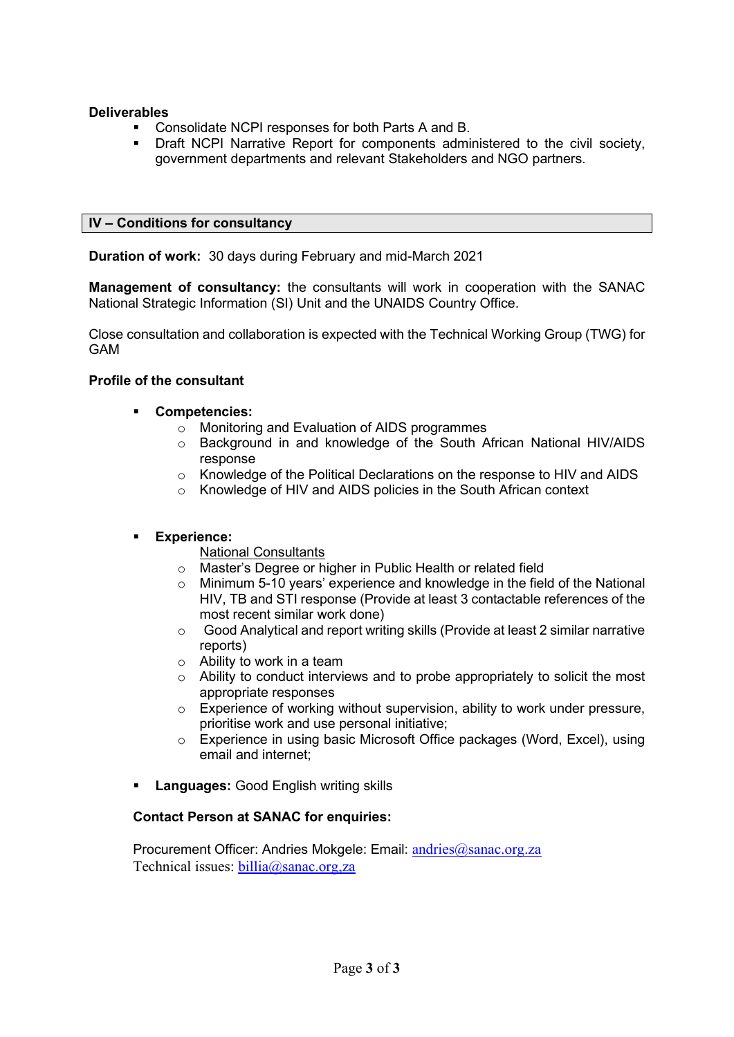**Deliverables**

- Consolidate NCPI responses for both Parts A and B.
- Draft NCPI Narrative Report for components administered to the civil society, government departments and relevant Stakeholders and NGO partners.

## IV – Conditions for consultancy

**Duration of work:** 30 days during February and mid-March 2021

**Management of consultancy:** the consultants will work in cooperation with the SANAC National Strategic Information (SI) Unit and the UNAIDS Country Office.

Close consultation and collaboration is expected with the Technical Working Group (TWG) for GAM

**Profile of the consultant**

- **Competencies:**
  - Monitoring and Evaluation of AIDS programmes
  - Background in and knowledge of the South African National HIV/AIDS response
  - Knowledge of the Political Declarations on the response to HIV and AIDS
  - Knowledge of HIV and AIDS policies in the South African context

- **Experience:**

  National Consultants
  - Master's Degree or higher in Public Health or related field
  - Minimum 5-10 years' experience and knowledge in the field of the National HIV, TB and STI response (Provide at least 3 contactable references of the most recent similar work done)
  - Good Analytical and report writing skills (Provide at least 2 similar narrative reports)
  - Ability to work in a team
  - Ability to conduct interviews and to probe appropriately to solicit the most appropriate responses
  - Experience of working without supervision, ability to work under pressure, prioritise work and use personal initiative;
  - Experience in using basic Microsoft Office packages (Word, Excel), using email and internet;

- **Languages:** Good English writing skills

**Contact Person at SANAC for enquiries:**

Procurement Officer: Andries Mokgele: Email: andries@sanac.org.za
Technical issues: billia@sanac.org,za